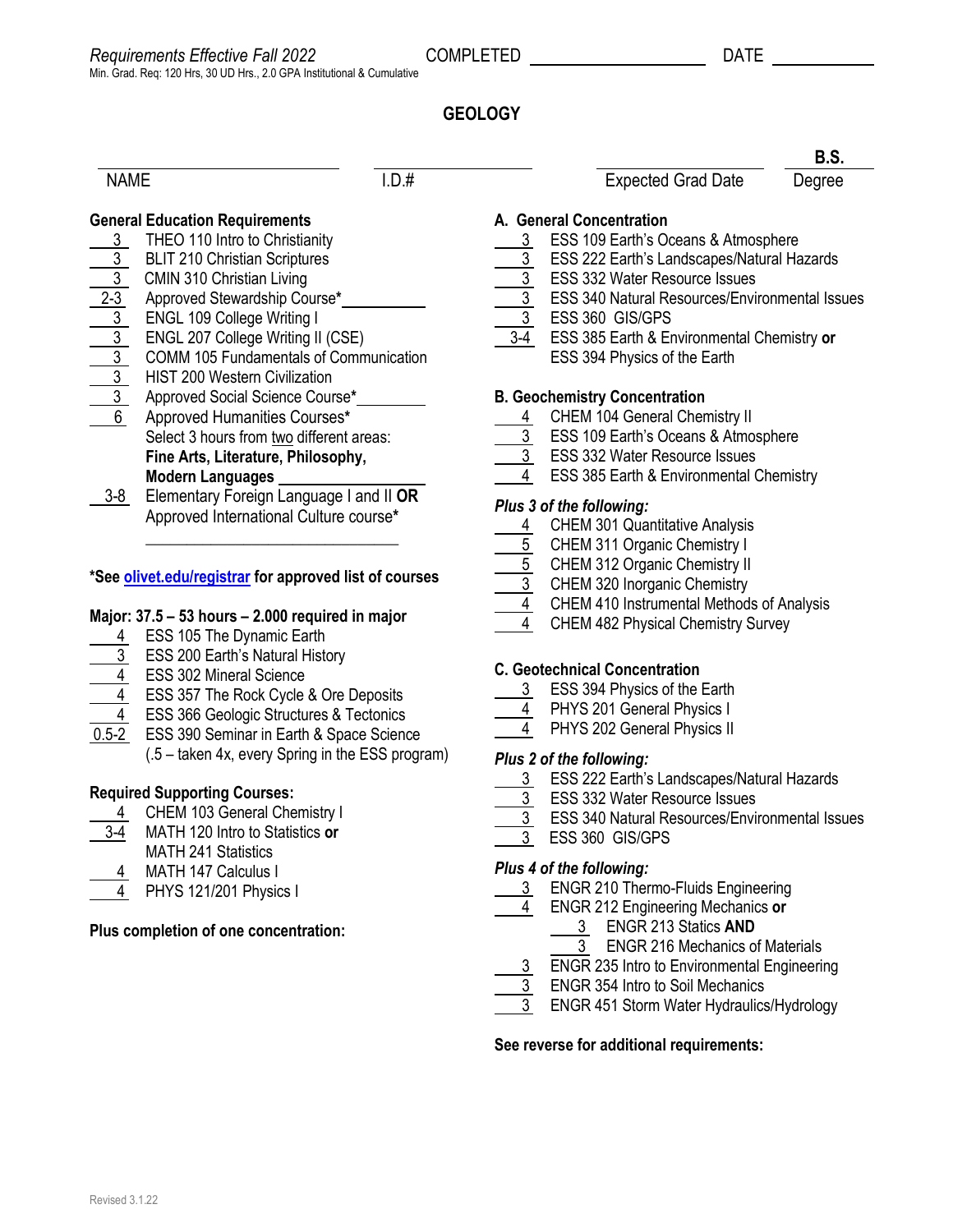*Requirements Effective Fall 2022* COMPLETED ____________ DATE ________

Min. Grad. Req: 120 Hrs, 30 UD Hrs., 2.0 GPA Institutional & Cumulative

# GEOLOGY

NAME ______________ I.D.# ______________ Expected Grad Date ______________ **B.S.** Degree

## General Education Requirements

- 3 THEO 110 Intro to Christianity
- 3 BLIT 210 Christian Scriptures
- 3 CMIN 310 Christian Living
- 2-3 Approved Stewardship Course* __________
- 3 ENGL 109 College Writing I
- 3 ENGL 207 College Writing II (CSE)
- 3 COMM 105 Fundamentals of Communication
- 3 HIST 200 Western Civilization
- 3 Approved Social Science Course* __________
- 6 Approved Humanities Courses*
  Select 3 hours from two different areas:
  **Fine Arts, Literature, Philosophy, Modern Languages** __________
- 3-8 Elementary Foreign Language I and II **OR** Approved International Culture course*
  __________

**\*See olivet.edu/registrar for approved list of courses**

## Major: 37.5 – 53 hours – 2.000 required in major

- 4 ESS 105 The Dynamic Earth
- 3 ESS 200 Earth's Natural History
- 4 ESS 302 Mineral Science
- 4 ESS 357 The Rock Cycle & Ore Deposits
- 4 ESS 366 Geologic Structures & Tectonics
- 0.5-2 ESS 390 Seminar in Earth & Space Science
  (.5 – taken 4x, every Spring in the ESS program)

## Required Supporting Courses:

- 4 CHEM 103 General Chemistry I
- 3-4 MATH 120 Intro to Statistics **or** MATH 241 Statistics
- 4 MATH 147 Calculus I
- 4 PHYS 121/201 Physics I

**Plus completion of one concentration:**

## A. General Concentration

- 3 ESS 109 Earth's Oceans & Atmosphere
- 3 ESS 222 Earth's Landscapes/Natural Hazards
- 3 ESS 332 Water Resource Issues
- 3 ESS 340 Natural Resources/Environmental Issues
- 3 ESS 360 GIS/GPS
- 3-4 ESS 385 Earth & Environmental Chemistry **or** ESS 394 Physics of the Earth

## B. Geochemistry Concentration

- 4 CHEM 104 General Chemistry II
- 3 ESS 109 Earth's Oceans & Atmosphere
- 3 ESS 332 Water Resource Issues
- 4 ESS 385 Earth & Environmental Chemistry

***Plus 3 of the following:***

- 4 CHEM 301 Quantitative Analysis
- 5 CHEM 311 Organic Chemistry I
- 5 CHEM 312 Organic Chemistry II
- 3 CHEM 320 Inorganic Chemistry
- 4 CHEM 410 Instrumental Methods of Analysis
- 4 CHEM 482 Physical Chemistry Survey

## C. Geotechnical Concentration

- 3 ESS 394 Physics of the Earth
- 4 PHYS 201 General Physics I
- 4 PHYS 202 General Physics II

***Plus 2 of the following:***

- 3 ESS 222 Earth's Landscapes/Natural Hazards
- 3 ESS 332 Water Resource Issues
- 3 ESS 340 Natural Resources/Environmental Issues
- 3 ESS 360 GIS/GPS

***Plus 4 of the following:***

- 3 ENGR 210 Thermo-Fluids Engineering
- 4 ENGR 212 Engineering Mechanics **or**
  - 3 ENGR 213 Statics **AND**
  - 3 ENGR 216 Mechanics of Materials
- 3 ENGR 235 Intro to Environmental Engineering
- 3 ENGR 354 Intro to Soil Mechanics
- 3 ENGR 451 Storm Water Hydraulics/Hydrology

**See reverse for additional requirements:**

Revised 3.1.22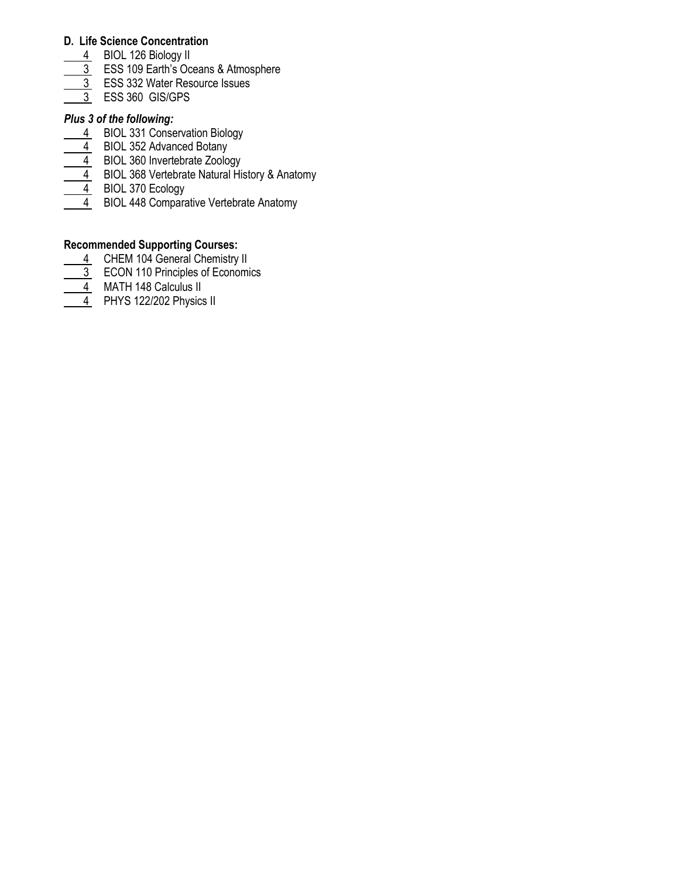### D. Life Science Concentration

- 4 BIOL 126 Biology II
- 3 ESS 109 Earth's Oceans & Atmosphere
- 3 ESS 332 Water Resource Issues
- 3 ESS 360 GIS/GPS

***Plus 3 of the following:***

- 4 BIOL 331 Conservation Biology
- 4 BIOL 352 Advanced Botany
- 4 BIOL 360 Invertebrate Zoology
- 4 BIOL 368 Vertebrate Natural History & Anatomy
- 4 BIOL 370 Ecology
- 4 BIOL 448 Comparative Vertebrate Anatomy

### Recommended Supporting Courses:

- 4 CHEM 104 General Chemistry II
- 3 ECON 110 Principles of Economics
- 4 MATH 148 Calculus II
- 4 PHYS 122/202 Physics II